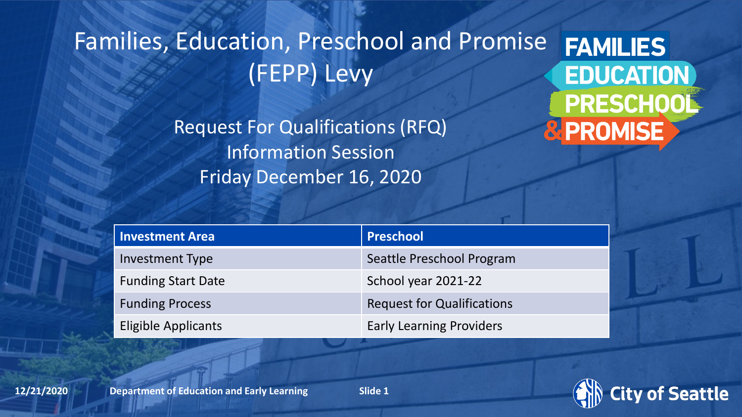# Families, Education, Preschool and Promise (FEPP) Levy

## Request For Qualifications (RFQ) Information Session
Friday December 16, 2020

| Investment Area | Preschool |
|---|---|
| Investment Type | Seattle Preschool Program |
| Funding Start Date | School year 2021-22 |
| Funding Process | Request for Qualifications |
| Eligible Applicants | Early Learning Providers |

12/21/2020 **Department of Education and Early Learning**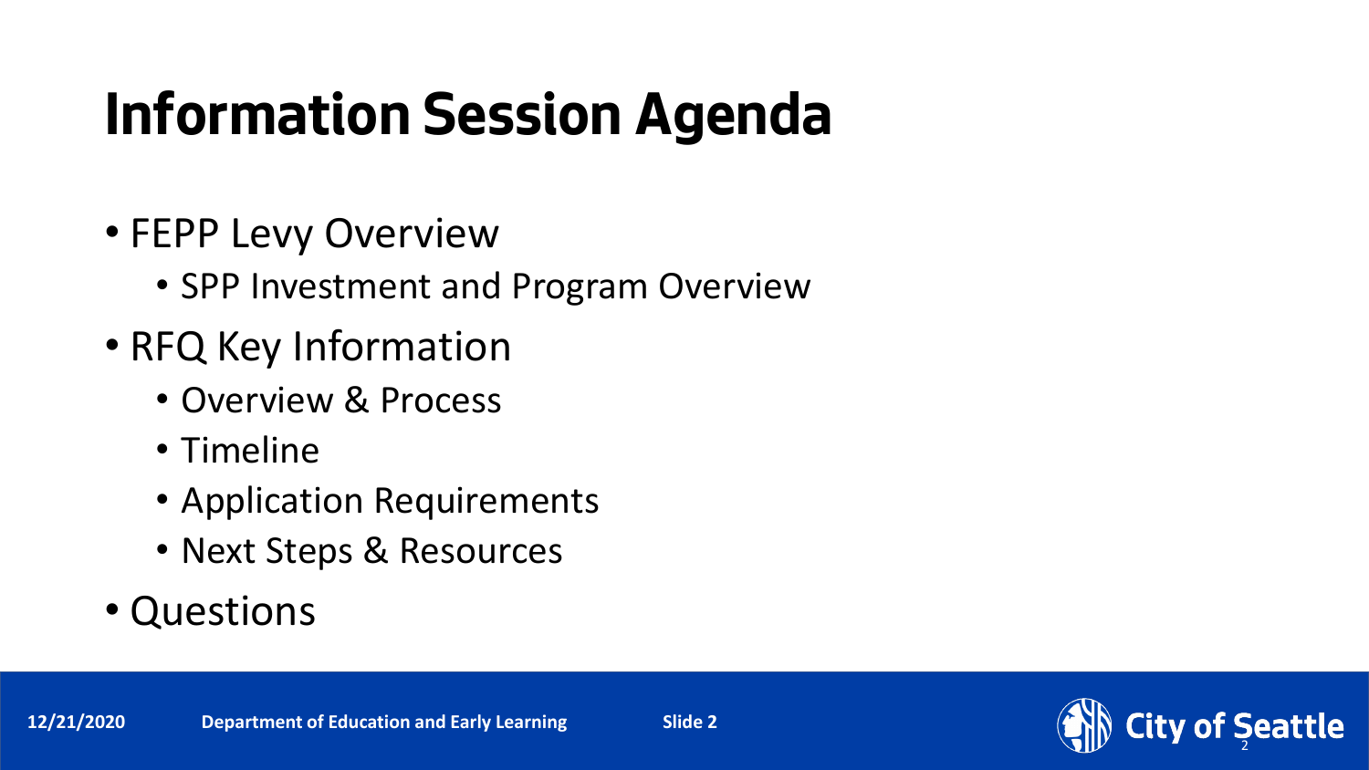# Information Session Agenda

- FEPP Levy Overview
  - SPP Investment and Program Overview
- RFQ Key Information
  - Overview & Process
  - Timeline
  - Application Requirements
  - Next Steps & Resources
- Questions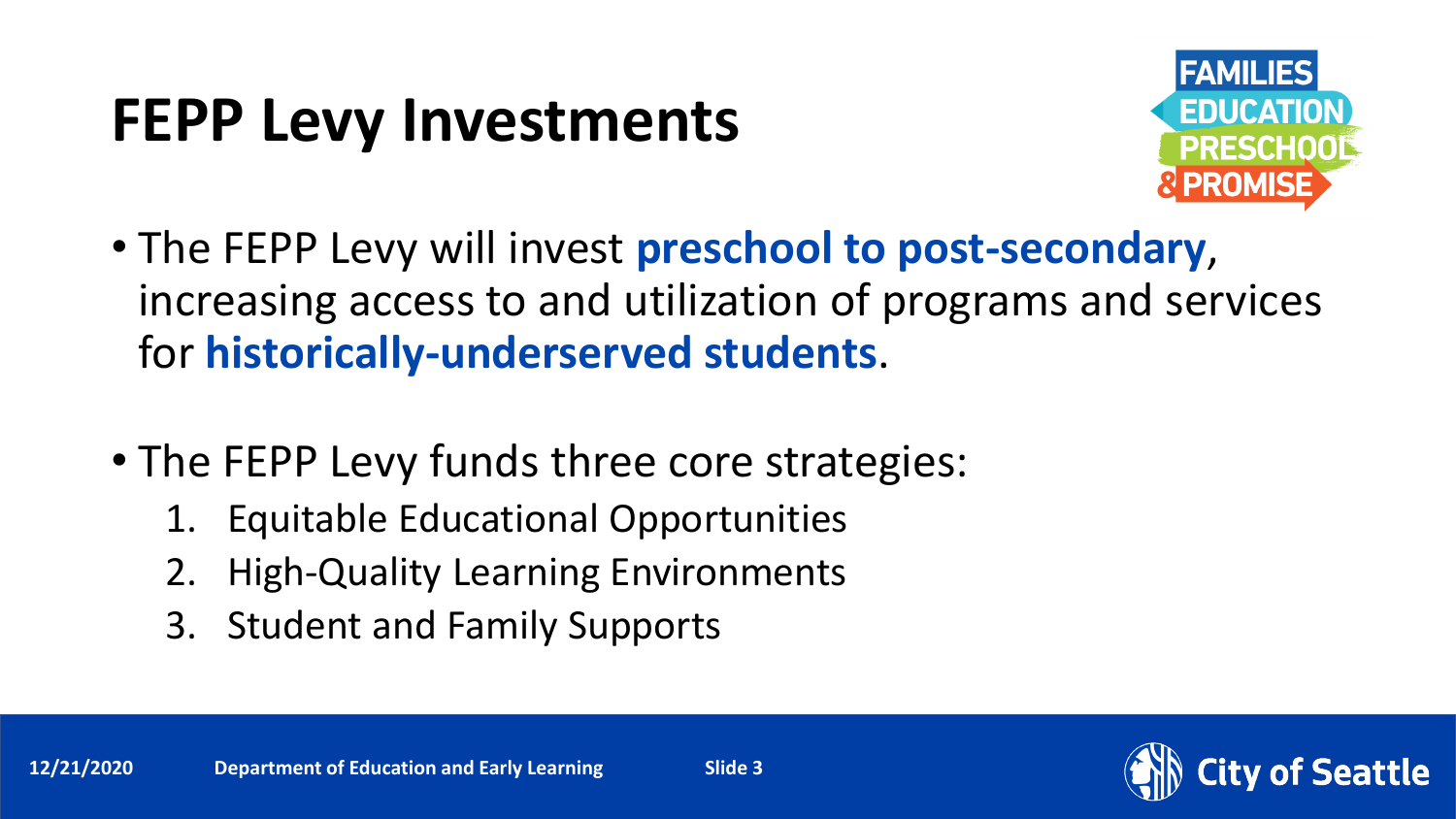# FEPP Levy Investments

- The FEPP Levy will invest **preschool to post-secondary**, increasing access to and utilization of programs and services for **historically-underserved students**.

- The FEPP Levy funds three core strategies:
  1. Equitable Educational Opportunities
  2. High-Quality Learning Environments
  3. Student and Family Supports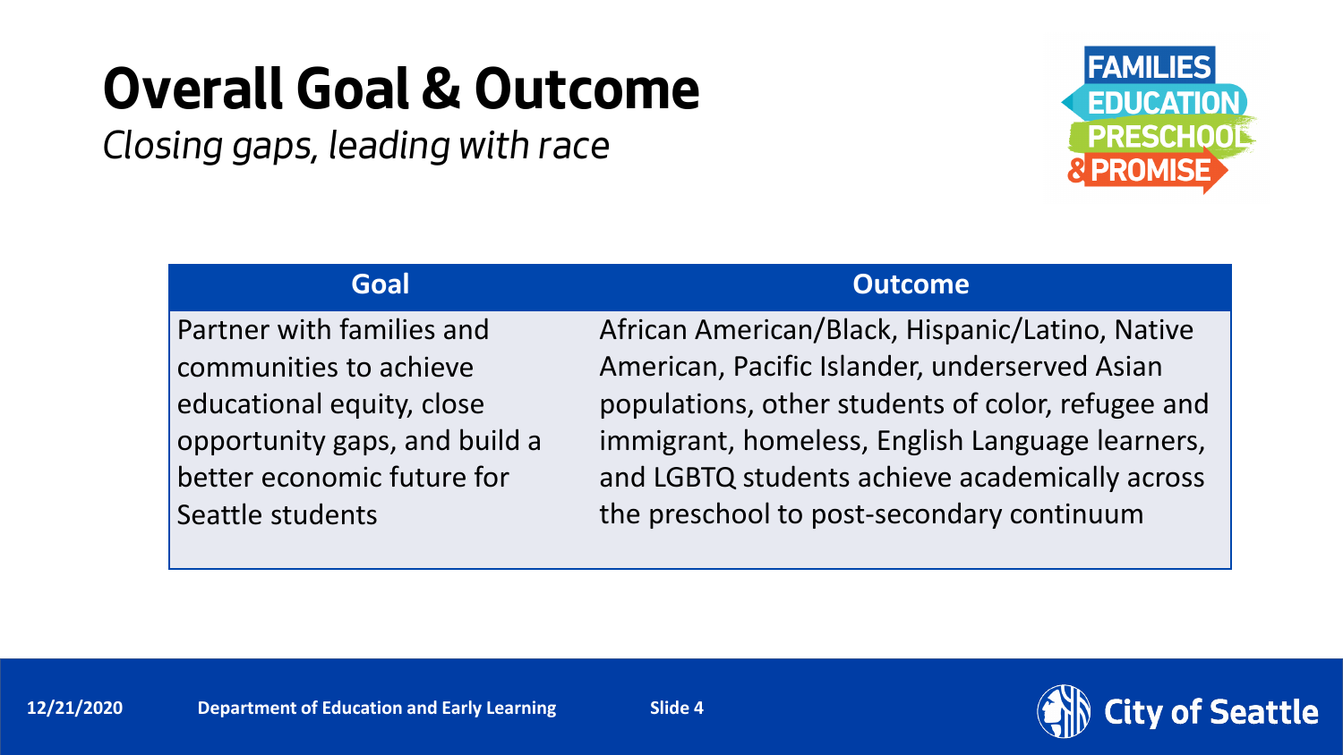# Overall Goal & Outcome

*Closing gaps, leading with race*

| Goal | Outcome |
| --- | --- |
| Partner with families and communities to achieve educational equity, close opportunity gaps, and build a better economic future for Seattle students | African American/Black, Hispanic/Latino, Native American, Pacific Islander, underserved Asian populations, other students of color, refugee and immigrant, homeless, English Language learners, and LGBTQ students achieve academically across the preschool to post-secondary continuum |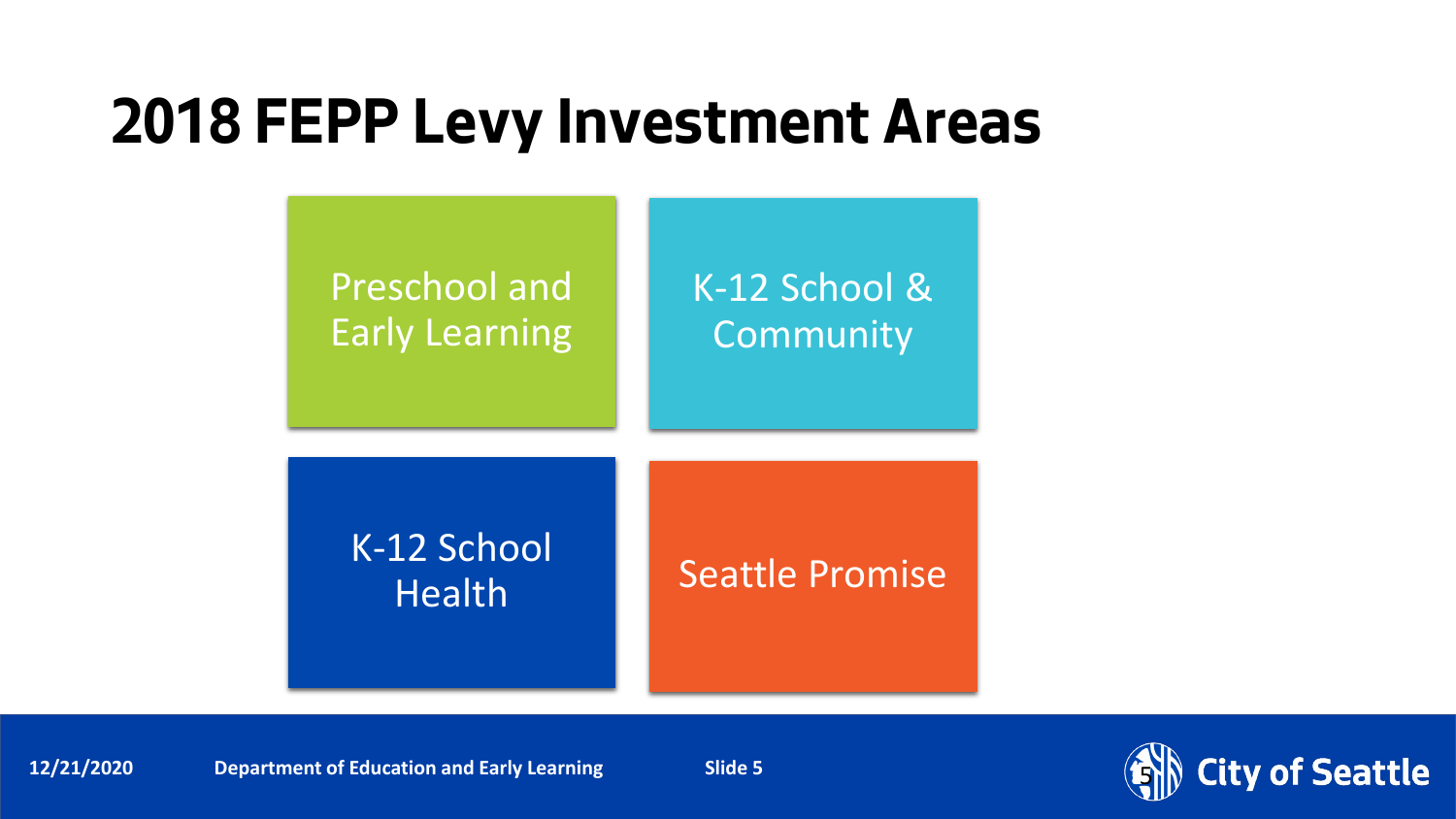# 2018 FEPP Levy Investment Areas

- Preschool and Early Learning
- K-12 School & Community
- K-12 School Health
- Seattle Promise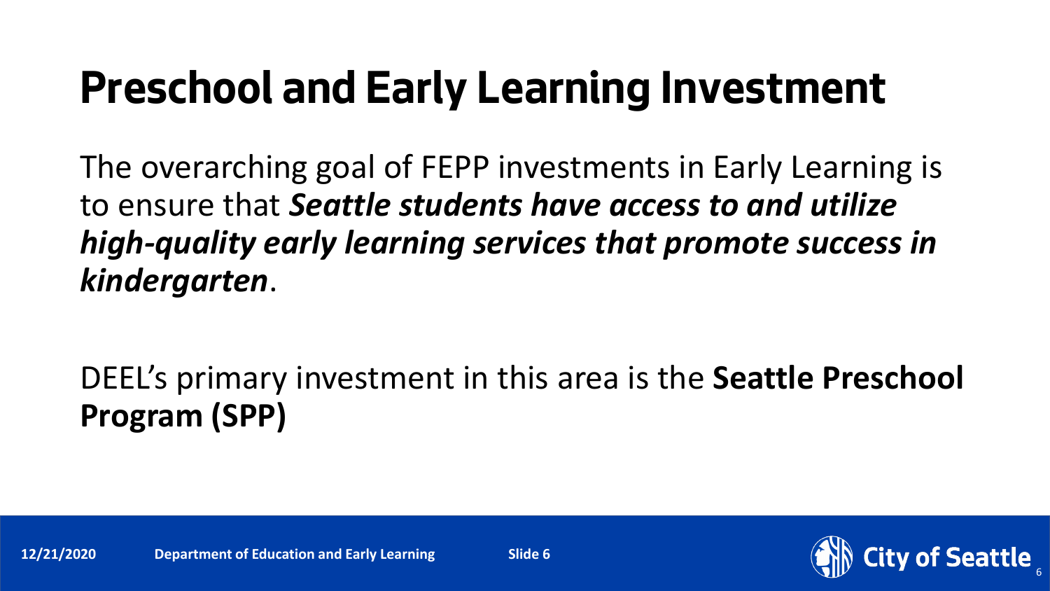# Preschool and Early Learning Investment

The overarching goal of FEPP investments in Early Learning is to ensure that ***Seattle students have access to and utilize high-quality early learning services that promote success in kindergarten***.

DEEL's primary investment in this area is the **Seattle Preschool Program (SPP)**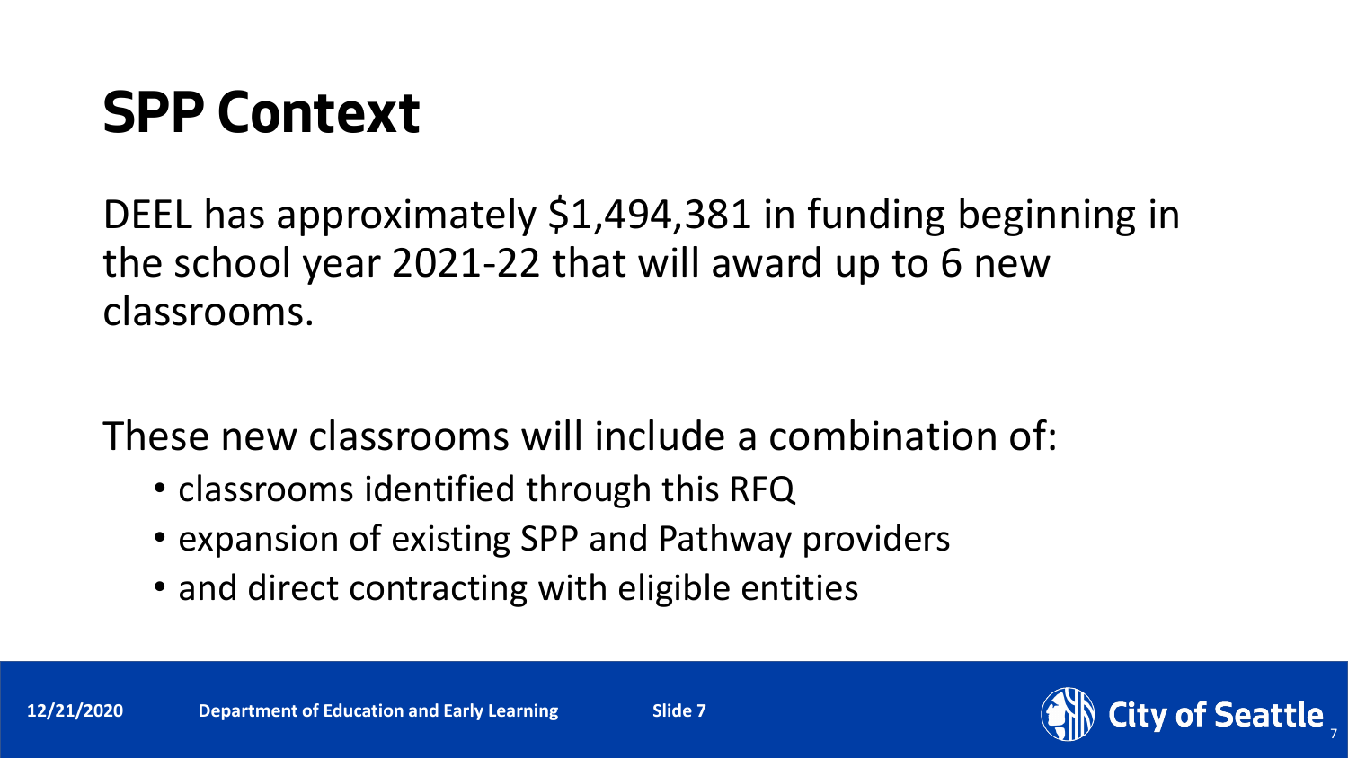# SPP Context

DEEL has approximately $1,494,381 in funding beginning in the school year 2021-22 that will award up to 6 new classrooms.

These new classrooms will include a combination of:

- classrooms identified through this RFQ
- expansion of existing SPP and Pathway providers
- and direct contracting with eligible entities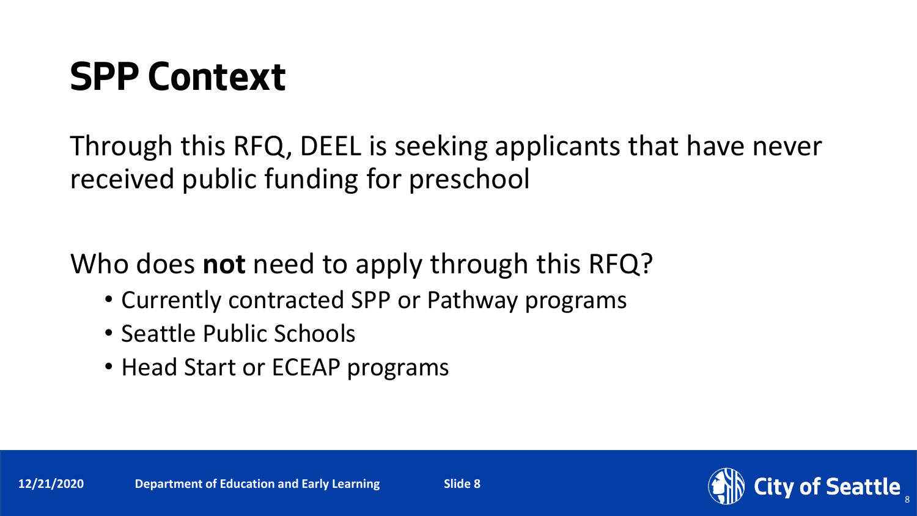# SPP Context

Through this RFQ, DEEL is seeking applicants that have never received public funding for preschool

Who does **not** need to apply through this RFQ?

- Currently contracted SPP or Pathway programs
- Seattle Public Schools
- Head Start or ECEAP programs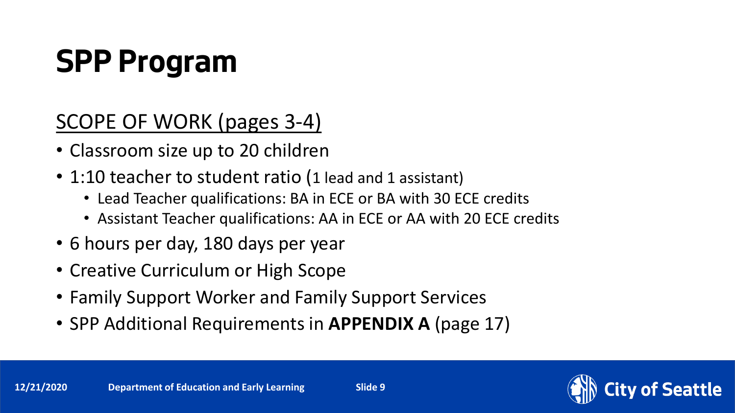# SPP Program

## SCOPE OF WORK (pages 3-4)

- Classroom size up to 20 children
- 1:10 teacher to student ratio (1 lead and 1 assistant)
  - Lead Teacher qualifications: BA in ECE or BA with 30 ECE credits
  - Assistant Teacher qualifications: AA in ECE or AA with 20 ECE credits
- 6 hours per day, 180 days per year
- Creative Curriculum or High Scope
- Family Support Worker and Family Support Services
- SPP Additional Requirements in **APPENDIX A** (page 17)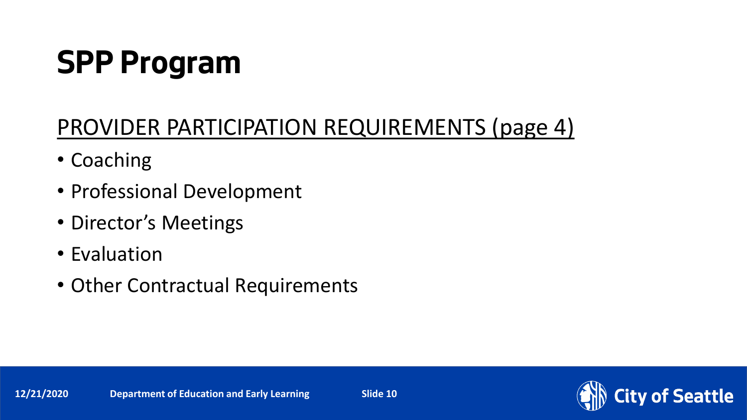# SPP Program

## PROVIDER PARTICIPATION REQUIREMENTS (page 4)

- Coaching
- Professional Development
- Director's Meetings
- Evaluation
- Other Contractual Requirements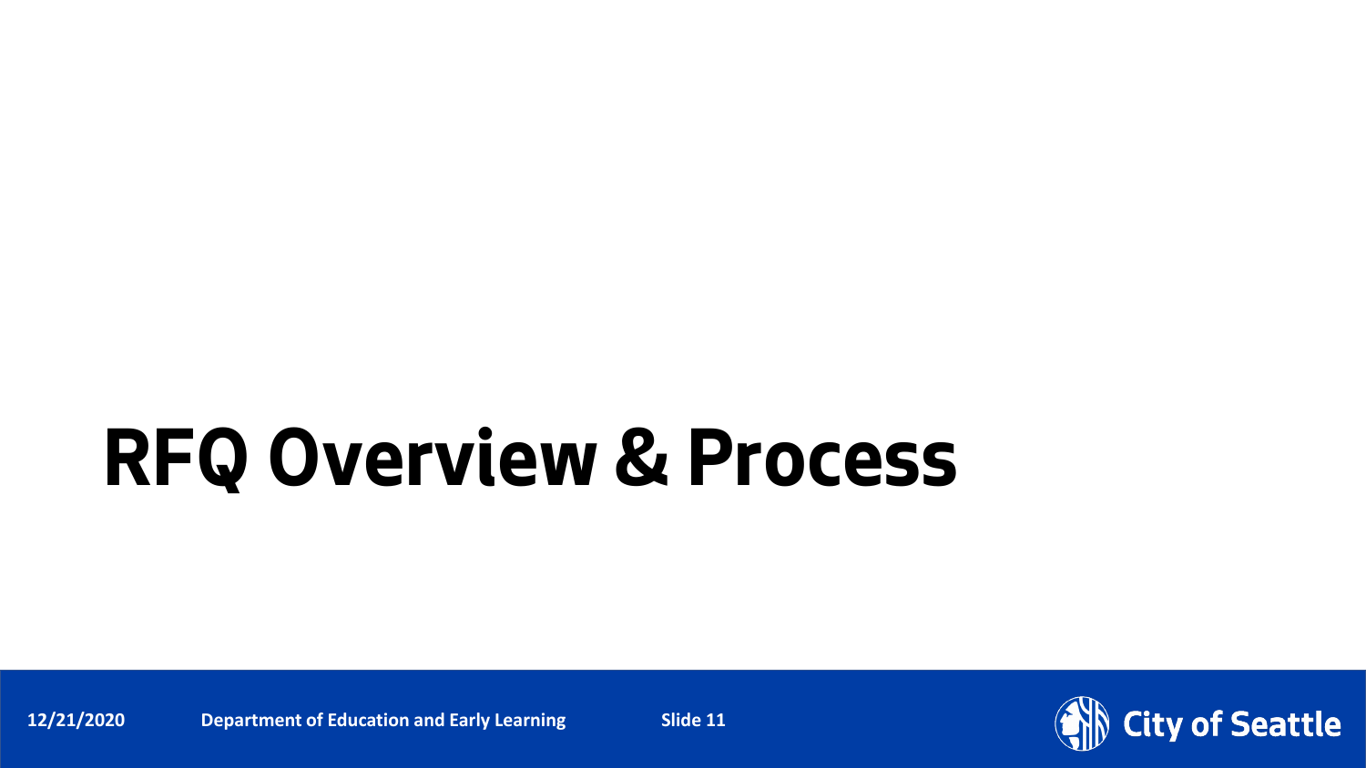# RFQ Overview & Process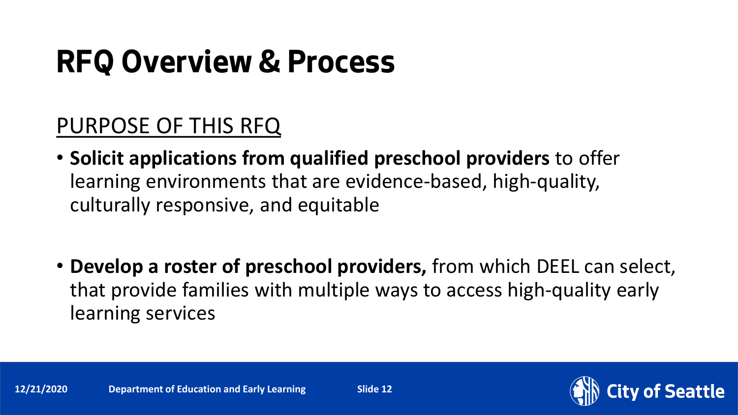# RFQ Overview & Process

## PURPOSE OF THIS RFQ

- **Solicit applications from qualified preschool providers** to offer learning environments that are evidence-based, high-quality, culturally responsive, and equitable
- **Develop a roster of preschool providers,** from which DEEL can select, that provide families with multiple ways to access high-quality early learning services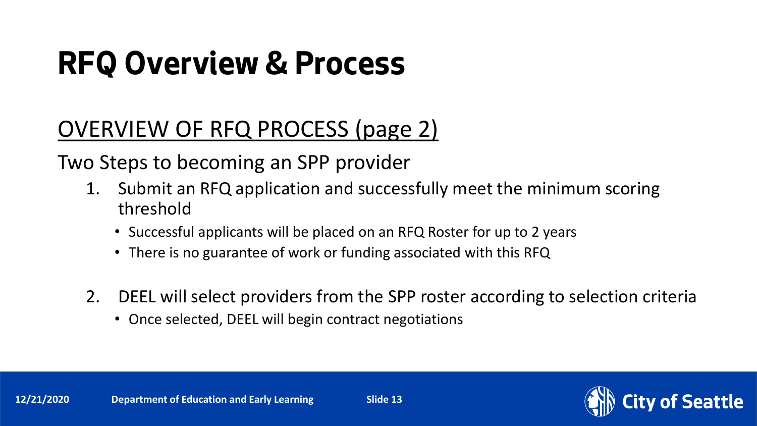# RFQ Overview & Process

## OVERVIEW OF RFQ PROCESS (page 2)

Two Steps to becoming an SPP provider

1. Submit an RFQ application and successfully meet the minimum scoring threshold
   - Successful applicants will be placed on an RFQ Roster for up to 2 years
   - There is no guarantee of work or funding associated with this RFQ
2. DEEL will select providers from the SPP roster according to selection criteria
   - Once selected, DEEL will begin contract negotiations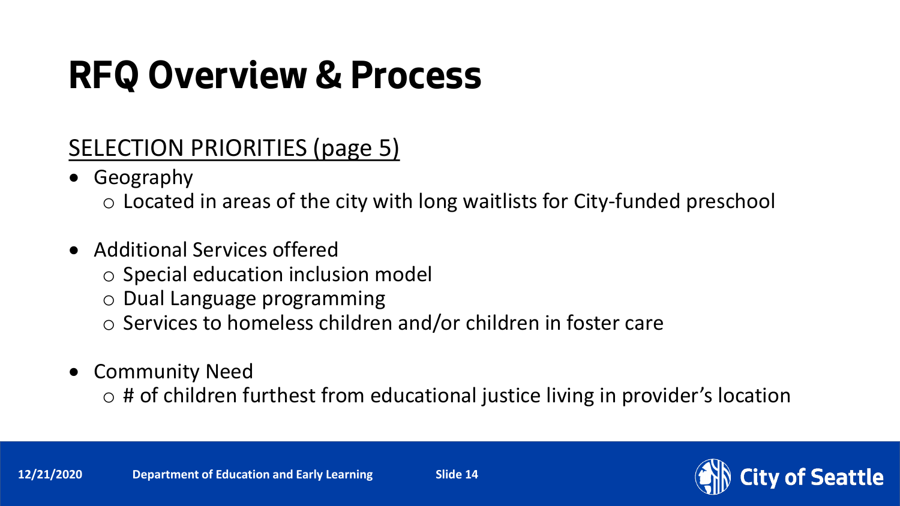# RFQ Overview & Process

<u>SELECTION PRIORITIES (page 5)</u>

- Geography
  - Located in areas of the city with long waitlists for City-funded preschool
- Additional Services offered
  - Special education inclusion model
  - Dual Language programming
  - Services to homeless children and/or children in foster care
- Community Need
  - # of children furthest from educational justice living in provider's location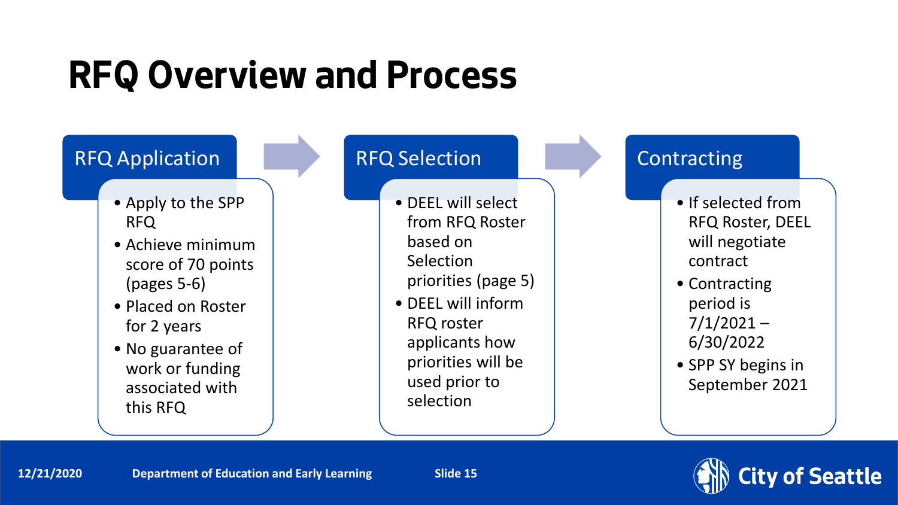# RFQ Overview and Process

## RFQ Application

- Apply to the SPP RFQ
- Achieve minimum score of 70 points (pages 5-6)
- Placed on Roster for 2 years
- No guarantee of work or funding associated with this RFQ

## RFQ Selection

- DEEL will select from RFQ Roster based on Selection priorities (page 5)
- DEEL will inform RFQ roster applicants how priorities will be used prior to selection

## Contracting

- If selected from RFQ Roster, DEEL will negotiate contract
- Contracting period is 7/1/2021 – 6/30/2022
- SPP SY begins in September 2021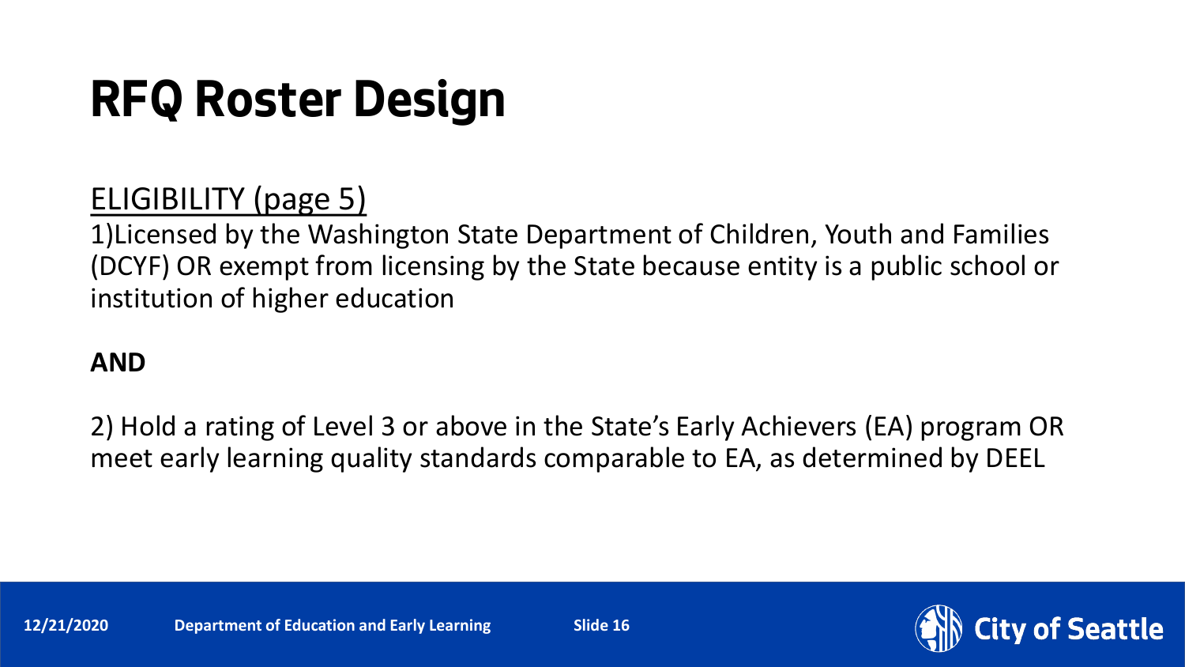# RFQ Roster Design

ELIGIBILITY (page 5)

1)Licensed by the Washington State Department of Children, Youth and Families (DCYF) OR exempt from licensing by the State because entity is a public school or institution of higher education

**AND**

2) Hold a rating of Level 3 or above in the State's Early Achievers (EA) program OR meet early learning quality standards comparable to EA, as determined by DEEL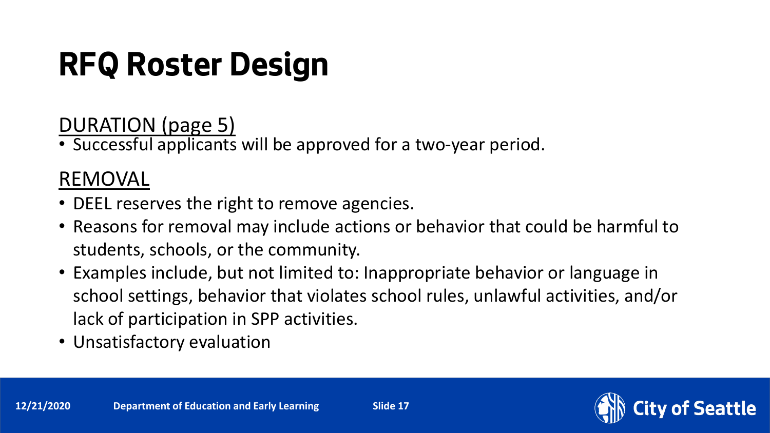# RFQ Roster Design

DURATION (page 5)

- Successful applicants will be approved for a two-year period.

REMOVAL

- DEEL reserves the right to remove agencies.
- Reasons for removal may include actions or behavior that could be harmful to students, schools, or the community.
- Examples include, but not limited to: Inappropriate behavior or language in school settings, behavior that violates school rules, unlawful activities, and/or lack of participation in SPP activities.
- Unsatisfactory evaluation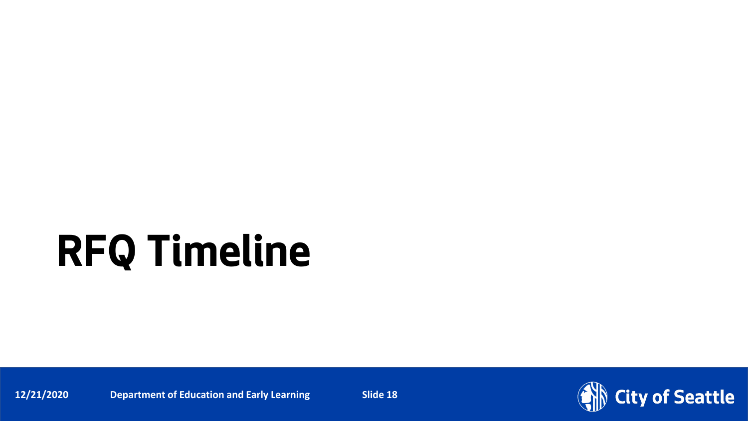# RFQ Timeline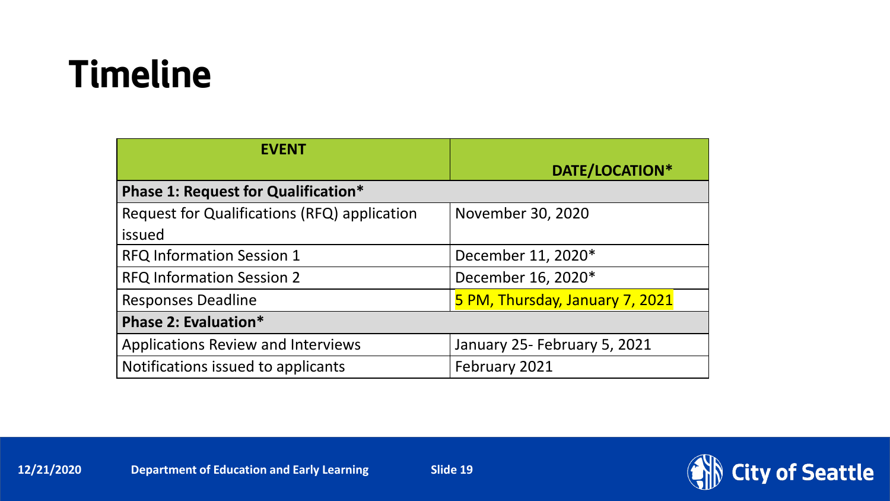# Timeline

| EVENT | DATE/LOCATION* |
|---|---|
| **Phase 1: Request for Qualification*** | |
| Request for Qualifications (RFQ) application issued | November 30, 2020 |
| RFQ Information Session 1 | December 11, 2020* |
| RFQ Information Session 2 | December 16, 2020* |
| Responses Deadline | 5 PM, Thursday, January 7, 2021 |
| **Phase 2: Evaluation*** | |
| Applications Review and Interviews | January 25- February 5, 2021 |
| Notifications issued to applicants | February 2021 |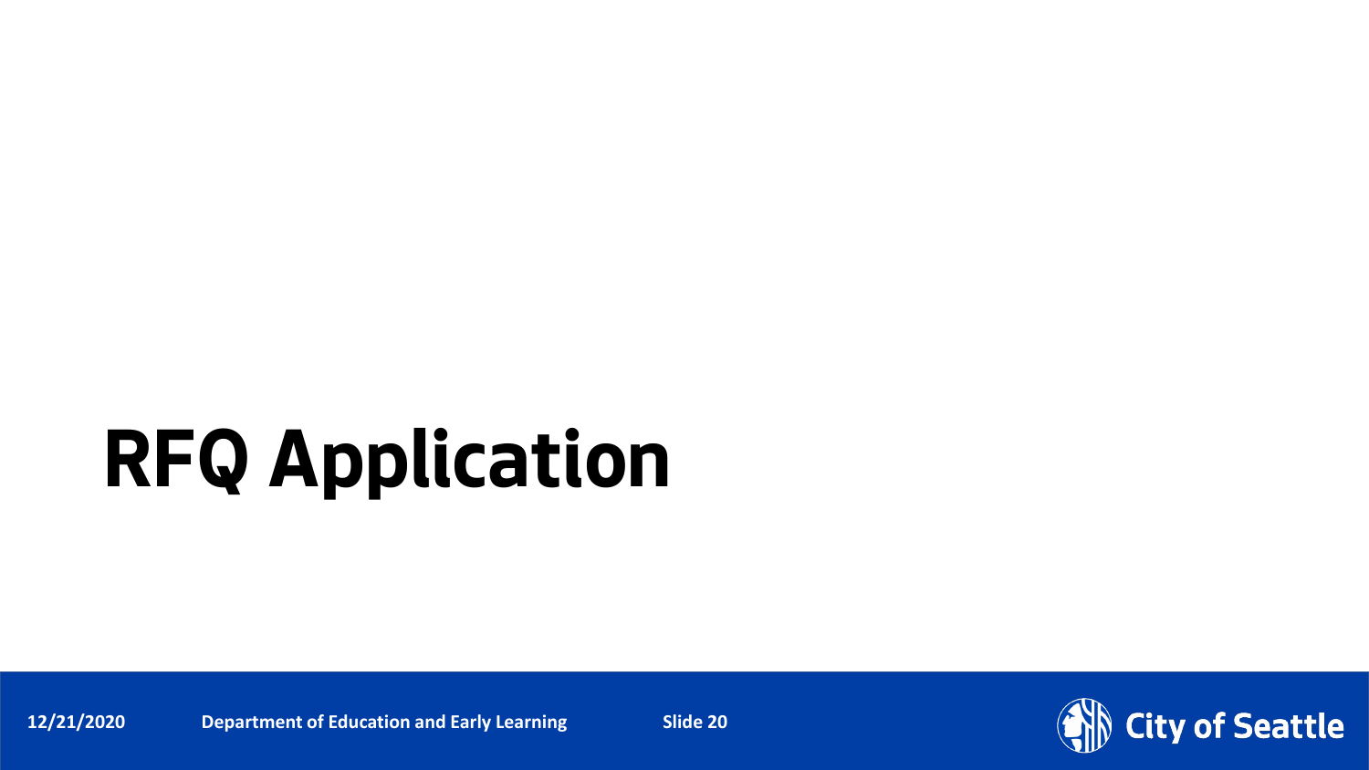# RFQ Application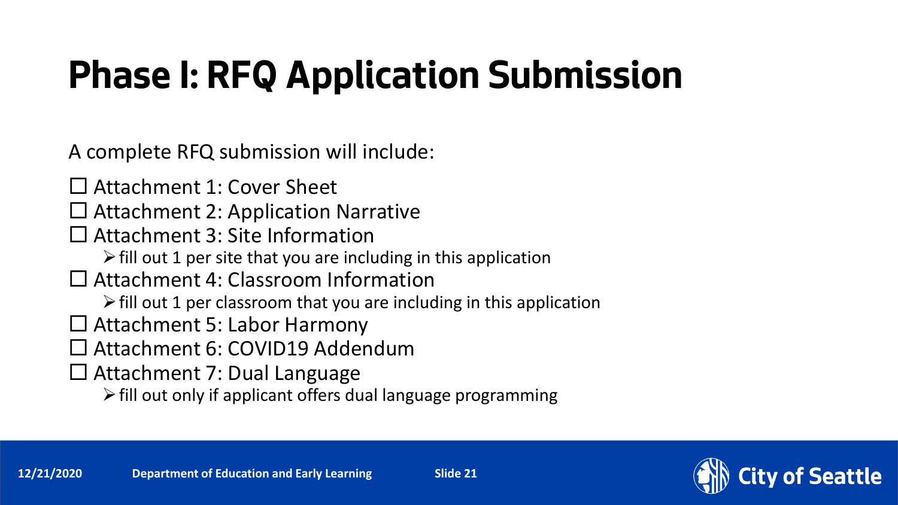# Phase I: RFQ Application Submission

A complete RFQ submission will include:

- ☐ Attachment 1: Cover Sheet
- ☐ Attachment 2: Application Narrative
- ☐ Attachment 3: Site Information
  - ➢ fill out 1 per site that you are including in this application
- ☐ Attachment 4: Classroom Information
  - ➢ fill out 1 per classroom that you are including in this application
- ☐ Attachment 5: Labor Harmony
- ☐ Attachment 6: COVID19 Addendum
- ☐ Attachment 7: Dual Language
  - ➢ fill out only if applicant offers dual language programming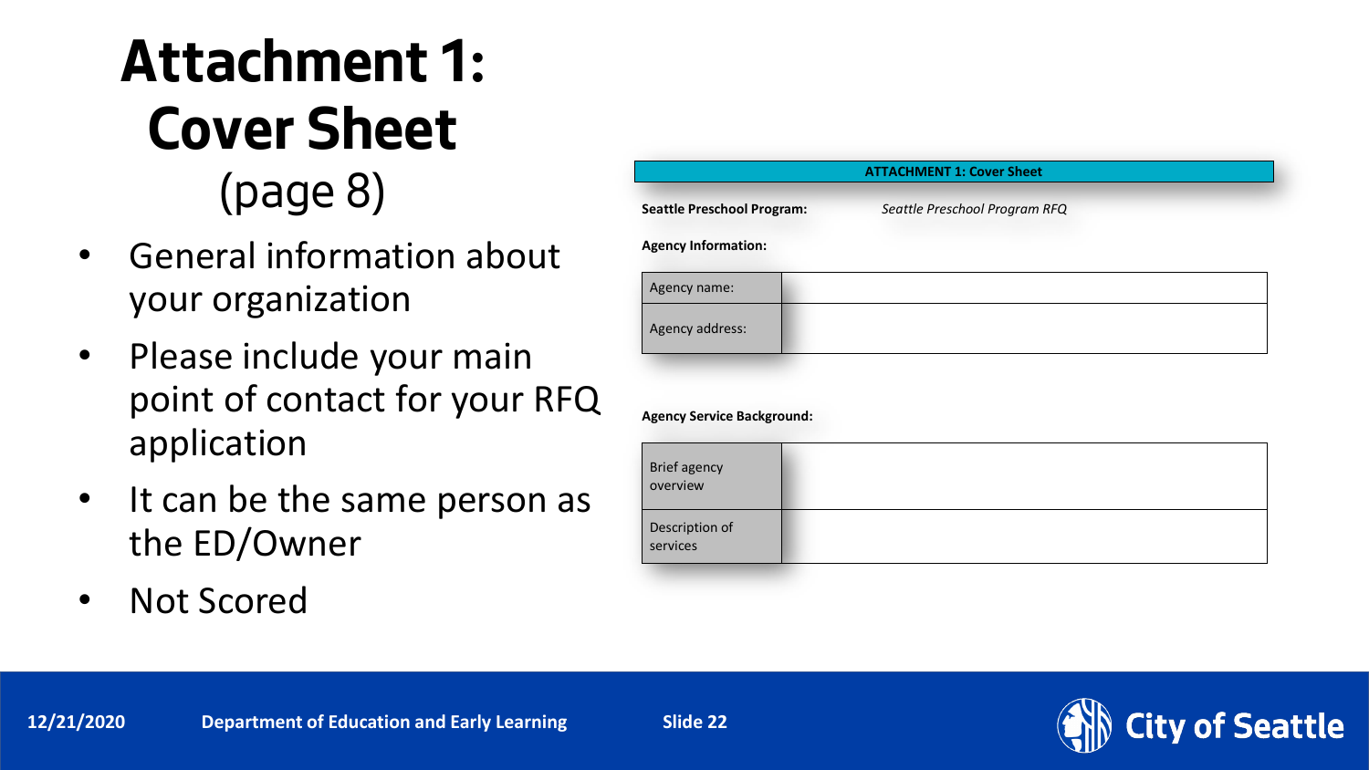# Attachment 1: Cover Sheet
(page 8)

- General information about your organization
- Please include your main point of contact for your RFQ application
- It can be the same person as the ED/Owner
- Not Scored

**ATTACHMENT 1: Cover Sheet**

**Seattle Preschool Program:** *Seattle Preschool Program RFQ*

**Agency Information:**

| Agency name: | |
|---|---|
| Agency address: | |

**Agency Service Background:**

| Brief agency overview | |
|---|---|
| Description of services | |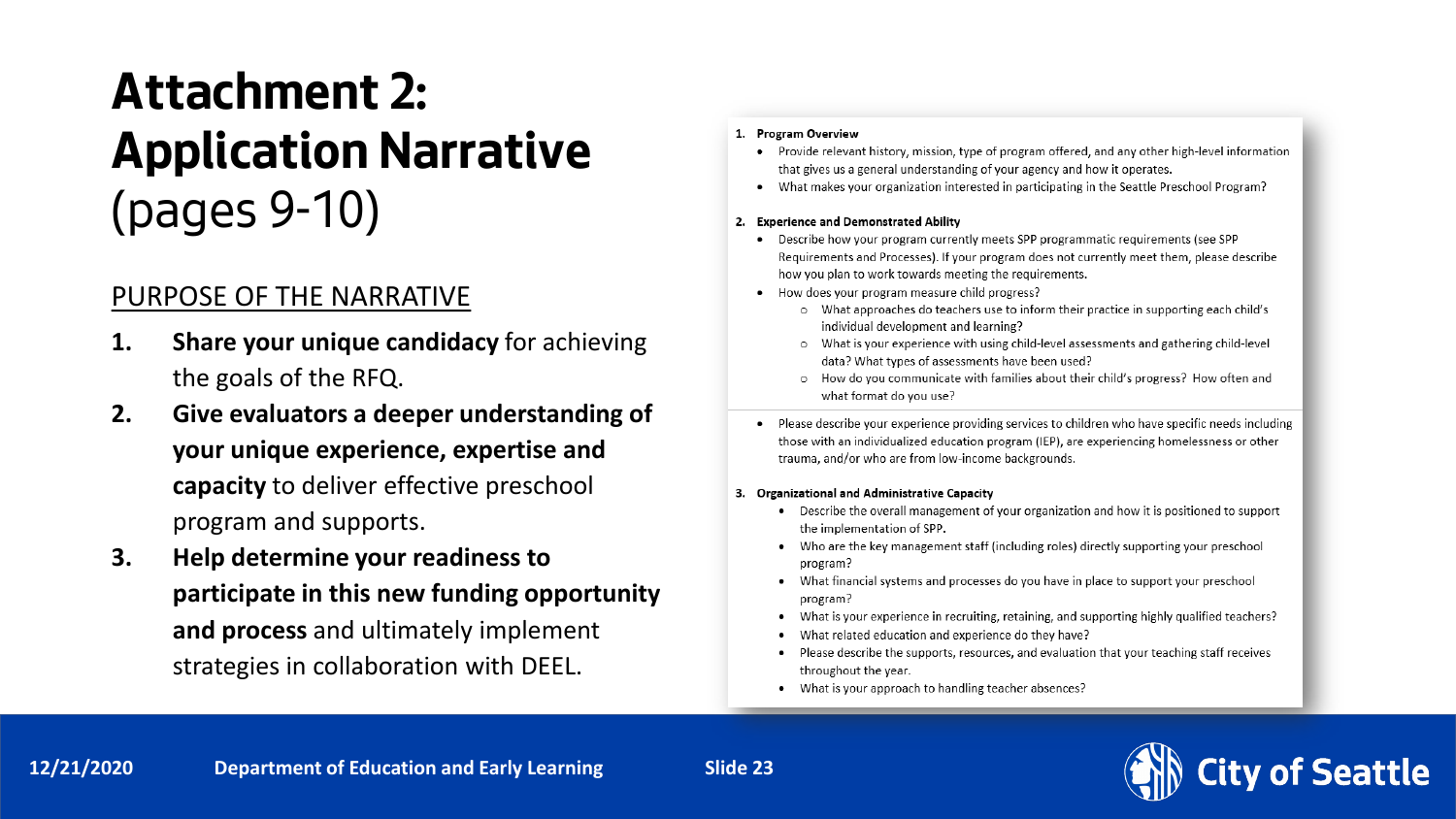# Attachment 2: Application Narrative (pages 9-10)

## PURPOSE OF THE NARRATIVE

1. **Share your unique candidacy** for achieving the goals of the RFQ.
2. **Give evaluators a deeper understanding of your unique experience, expertise and capacity** to deliver effective preschool program and supports.
3. **Help determine your readiness to participate in this new funding opportunity and process** and ultimately implement strategies in collaboration with DEEL.

**1. Program Overview**

- Provide relevant history, mission, type of program offered, and any other high-level information that gives us a general understanding of your agency and how it operates.
- What makes your organization interested in participating in the Seattle Preschool Program?

**2. Experience and Demonstrated Ability**

- Describe how your program currently meets SPP programmatic requirements (see SPP Requirements and Processes). If your program does not currently meet them, please describe how you plan to work towards meeting the requirements.
- How does your program measure child progress?
  - What approaches do teachers use to inform their practice in supporting each child's individual development and learning?
  - What is your experience with using child-level assessments and gathering child-level data? What types of assessments have been used?
  - How do you communicate with families about their child's progress? How often and what format do you use?
- Please describe your experience providing services to children who have specific needs including those with an individualized education program (IEP), are experiencing homelessness or other trauma, and/or who are from low-income backgrounds.

**3. Organizational and Administrative Capacity**

- Describe the overall management of your organization and how it is positioned to support the implementation of SPP.
- Who are the key management staff (including roles) directly supporting your preschool program?
- What financial systems and processes do you have in place to support your preschool program?
- What is your experience in recruiting, retaining, and supporting highly qualified teachers?
- What related education and experience do they have?
- Please describe the supports, resources, and evaluation that your teaching staff receives throughout the year.
- What is your approach to handling teacher absences?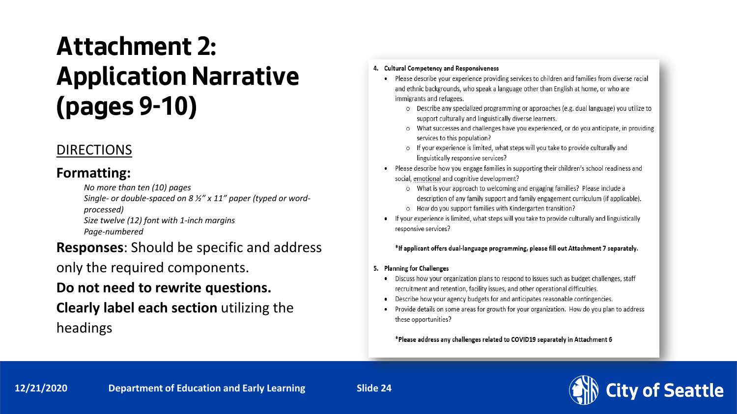# Attachment 2: Application Narrative (pages 9-10)

## DIRECTIONS

### Formatting:

*No more than ten (10) pages*
*Single- or double-spaced on 8 ½" x 11" paper (typed or word-processed)*
*Size twelve (12) font with 1-inch margins*
*Page-numbered*

**Responses**: Should be specific and address only the required components.

**Do not need to rewrite questions.**

**Clearly label each section** utilizing the headings

**4. Cultural Competency and Responsiveness**

- Please describe your experience providing services to children and families from diverse racial and ethnic backgrounds, who speak a language other than English at home, or who are immigrants and refugees.
  - Describe any specialized programming or approaches (e.g. dual language) you utilize to support culturally and linguistically diverse learners.
  - What successes and challenges have you experienced, or do you anticipate, in providing services to this population?
  - If your experience is limited, what steps will you take to provide culturally and linguistically responsive services?
- Please describe how you engage families in supporting their children's school readiness and social, emotional and cognitive development?
  - What is your approach to welcoming and engaging families? Please include a description of any family support and family engagement curriculum (if applicable).
  - How do you support families with Kindergarten transition?
- If your experience is limited, what steps will you take to provide culturally and linguistically responsive services?

**\*If applicant offers dual-language programming, please fill out Attachment 7 separately.**

**5. Planning for Challenges**

- Discuss how your organization plans to respond to issues such as budget challenges, staff recruitment and retention, facility issues, and other operational difficulties.
- Describe how your agency budgets for and anticipates reasonable contingencies.
- Provide details on some areas for growth for your organization. How do you plan to address these opportunities?

**\*Please address any challenges related to COVID19 separately in Attachment 6**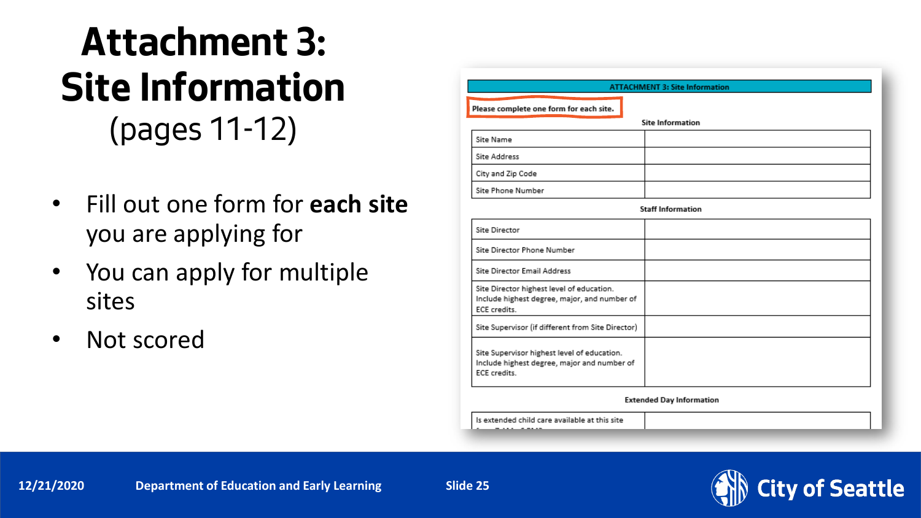# Attachment 3: Site Information (pages 11-12)

- Fill out one form for **each site** you are applying for
- You can apply for multiple sites
- Not scored

**ATTACHMENT 3: Site Information**

**Please complete one form for each site.**

**Site Information**

| | |
|---|---|
| Site Name | |
| Site Address | |
| City and Zip Code | |
| Site Phone Number | |

**Staff Information**

| | |
|---|---|
| Site Director | |
| Site Director Phone Number | |
| Site Director Email Address | |
| Site Director highest level of education. Include highest degree, major, and number of ECE credits. | |
| Site Supervisor (if different from Site Director) | |
| Site Supervisor highest level of education. Include highest degree, major and number of ECE credits. | |

**Extended Day Information**

| | |
|---|---|
| Is extended child care available at this site | |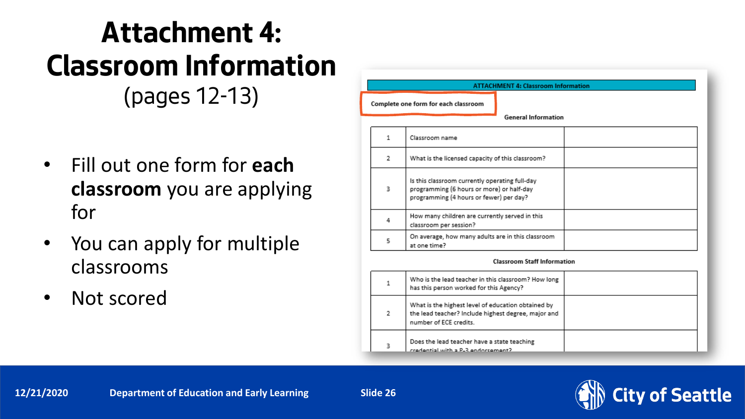# Attachment 4: Classroom Information

(pages 12-13)

- Fill out one form for **each classroom** you are applying for
- You can apply for multiple classrooms
- Not scored

**ATTACHMENT 4: Classroom Information**

**Complete one form for each classroom**

**General Information**

| | | |
|---|---|---|
| 1 | Classroom name | |
| 2 | What is the licensed capacity of this classroom? | |
| 3 | Is this classroom currently operating full-day programming (6 hours or more) or half-day programming (4 hours or fewer) per day? | |
| 4 | How many children are currently served in this classroom per session? | |
| 5 | On average, how many adults are in this classroom at one time? | |

**Classroom Staff Information**

| | | |
|---|---|---|
| 1 | Who is the lead teacher in this classroom? How long has this person worked for this Agency? | |
| 2 | What is the highest level of education obtained by the lead teacher? Include highest degree, major and number of ECE credits. | |
| 3 | Does the lead teacher have a state teaching credential with a P-3 endorsement? | |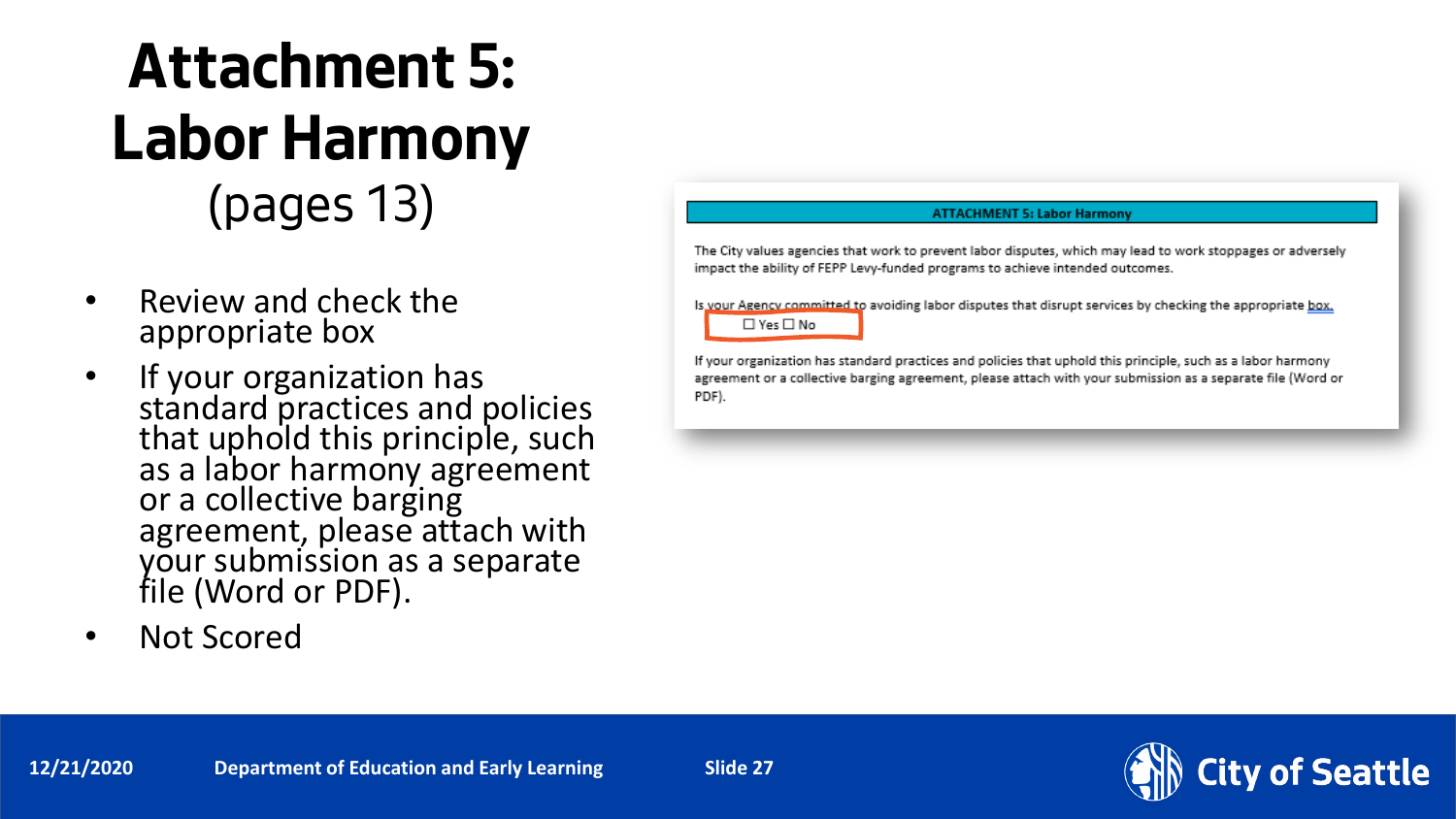# Attachment 5: Labor Harmony
(pages 13)

- Review and check the appropriate box
- If your organization has standard practices and policies that uphold this principle, such as a labor harmony agreement or a collective barging agreement, please attach with your submission as a separate file (Word or PDF).
- Not Scored

**ATTACHMENT 5: Labor Harmony**

The City values agencies that work to prevent labor disputes, which may lead to work stoppages or adversely impact the ability of FEPP Levy-funded programs to achieve intended outcomes.

Is your Agency committed to avoiding labor disputes that disrupt services by checking the appropriate box.

☐ Yes ☐ No

If your organization has standard practices and policies that uphold this principle, such as a labor harmony agreement or a collective barging agreement, please attach with your submission as a separate file (Word or PDF).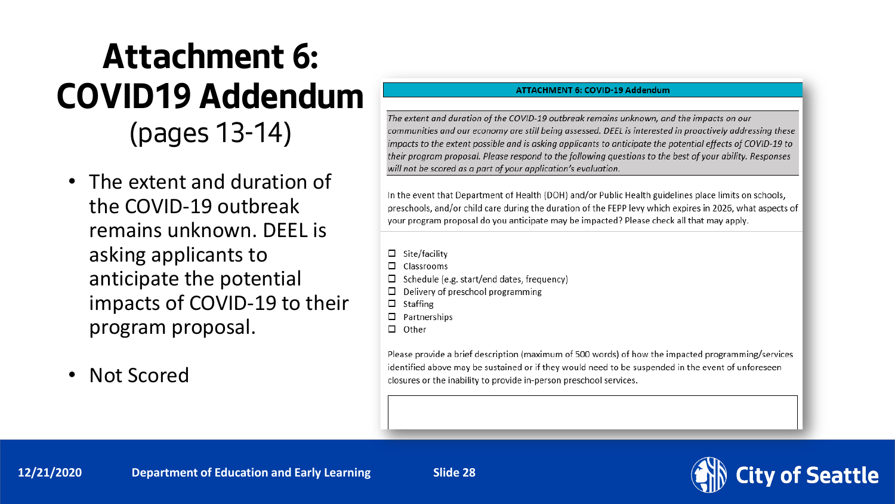# Attachment 6: COVID19 Addendum

(pages 13-14)

- The extent and duration of the COVID-19 outbreak remains unknown. DEEL is asking applicants to anticipate the potential impacts of COVID-19 to their program proposal.
- Not Scored

**ATTACHMENT 6: COVID-19 Addendum**

*The extent and duration of the COVID-19 outbreak remains unknown, and the impacts on our communities and our economy are still being assessed. DEEL is interested in proactively addressing these impacts to the extent possible and is asking applicants to anticipate the potential effects of COVID-19 to their program proposal. Please respond to the following questions to the best of your ability. Responses will not be scored as a part of your application's evaluation.*

In the event that Department of Health (DOH) and/or Public Health guidelines place limits on schools, preschools, and/or child care during the duration of the FEPP levy which expires in 2026, what aspects of your program proposal do you anticipate may be impacted? Please check all that may apply.

- ☐ Site/facility
- ☐ Classrooms
- ☐ Schedule (e.g. start/end dates, frequency)
- ☐ Delivery of preschool programming
- ☐ Staffing
- ☐ Partnerships
- ☐ Other

Please provide a brief description (maximum of 500 words) of how the impacted programming/services identified above may be sustained or if they would need to be suspended in the event of unforeseen closures or the inability to provide in-person preschool services.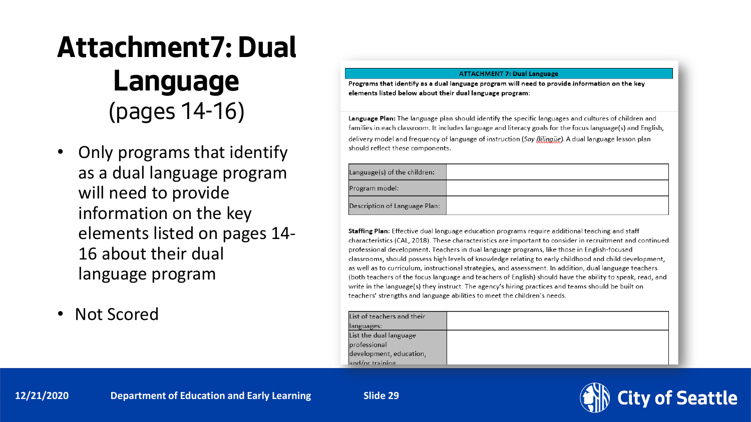# Attachment7: Dual Language (pages 14-16)

- Only programs that identify as a dual language program will need to provide information on the key elements listed on pages 14-16 about their dual language program
- Not Scored

**ATTACHMENT 7: Dual Language**

**Programs that identify as a dual language program will need to provide information on the key elements listed below about their dual language program:**

**Language Plan:** The language plan should identify the specific languages and cultures of children and families in each classroom. It includes language and literacy goals for the focus language(s) and English, delivery model and frequency of language of instruction (*Soy Bilingüe*). A dual language lesson plan should reflect these components.

| | |
|---|---|
| Language(s) of the children: | |
| Program model: | |
| Description of Language Plan: | |

**Staffing Plan:** Effective dual language education programs require additional teaching and staff characteristics (CAL, 2018). These characteristics are important to consider in recruitment and continued professional development. Teachers in dual language programs, like those in English-focused classrooms, should possess high levels of knowledge relating to early childhood and child development, as well as to curriculum, instructional strategies, and assessment. In addition, dual language teachers (both teachers of the focus language and teachers of English) should have the ability to speak, read, and write in the language(s) they instruct. The agency's hiring practices and teams should be built on teachers' strengths and language abilities to meet the children's needs.

| | |
|---|---|
| List of teachers and their languages: | |
| List the dual language professional development, education, and/or training | |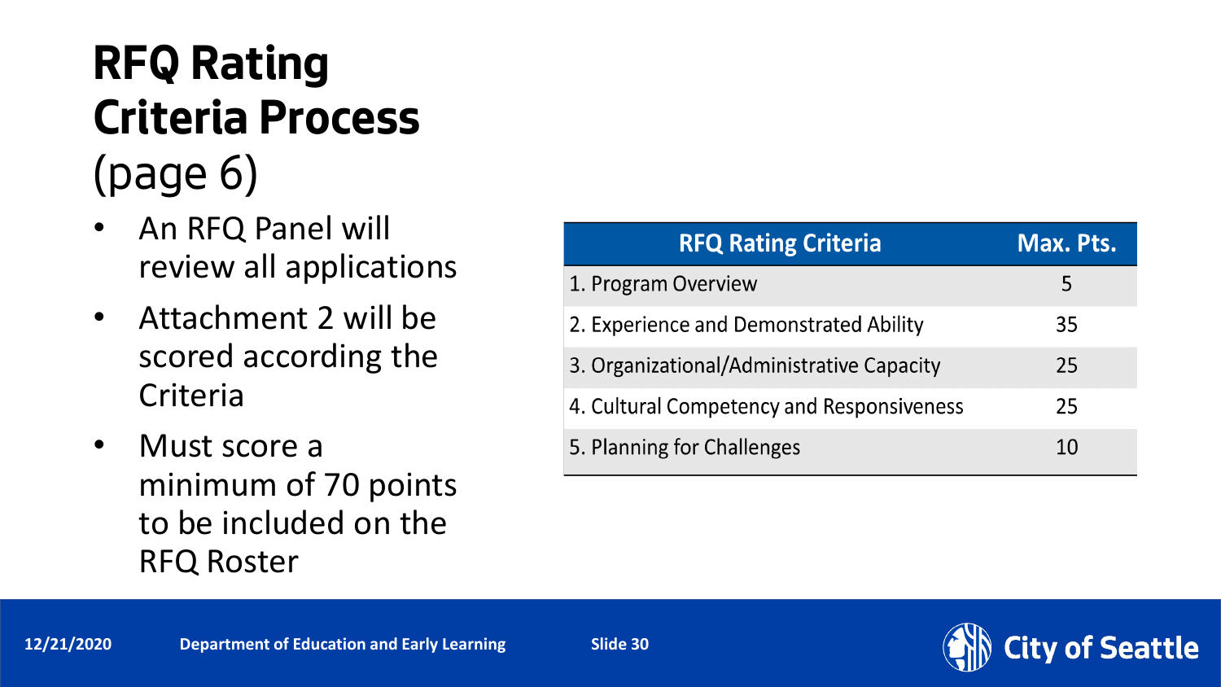# RFQ Rating Criteria Process (page 6)

- An RFQ Panel will review all applications
- Attachment 2 will be scored according the Criteria
- Must score a minimum of 70 points to be included on the RFQ Roster

| RFQ Rating Criteria | Max. Pts. |
|---|---|
| 1. Program Overview | 5 |
| 2. Experience and Demonstrated Ability | 35 |
| 3. Organizational/Administrative Capacity | 25 |
| 4. Cultural Competency and Responsiveness | 25 |
| 5. Planning for Challenges | 10 |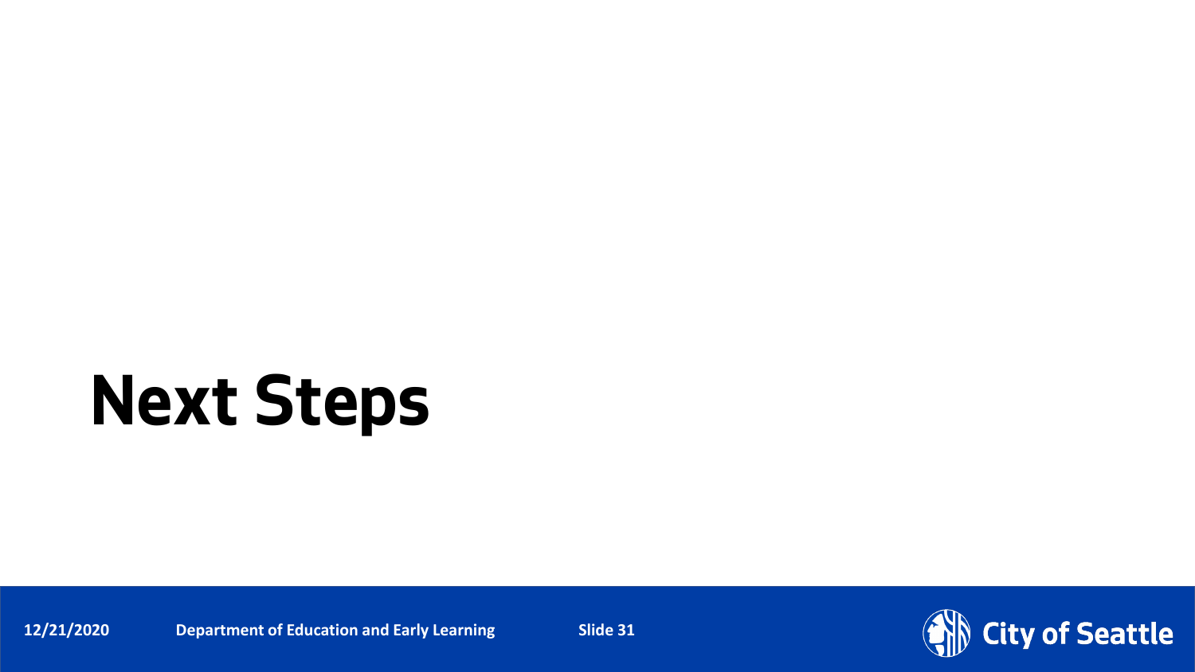# Next Steps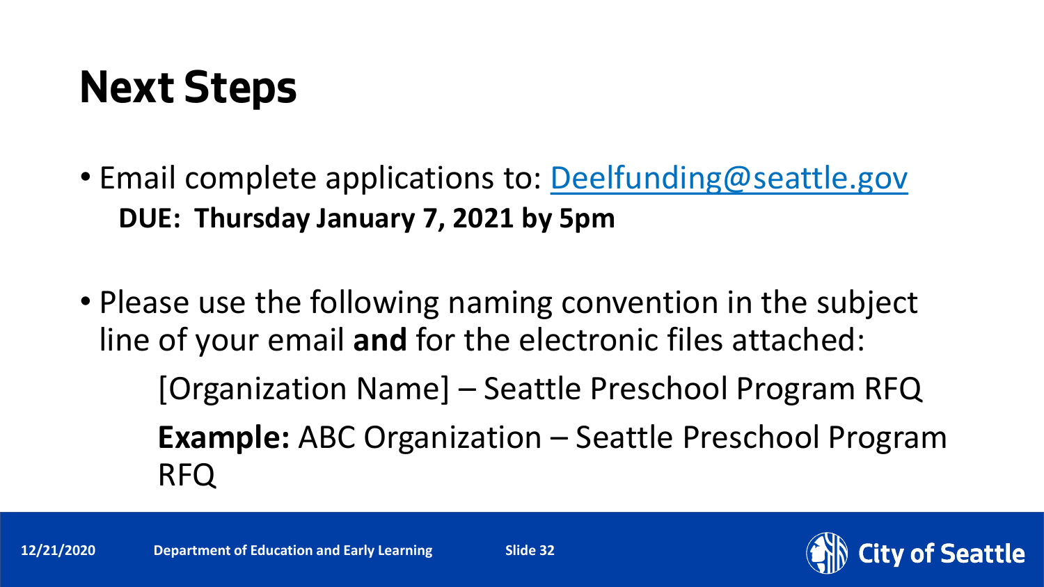# Next Steps

- Email complete applications to: [Deelfunding@seattle.gov](mailto:Deelfunding@seattle.gov)

  **DUE: Thursday January 7, 2021 by 5pm**

- Please use the following naming convention in the subject line of your email **and** for the electronic files attached:

  [Organization Name] – Seattle Preschool Program RFQ

  **Example:** ABC Organization – Seattle Preschool Program RFQ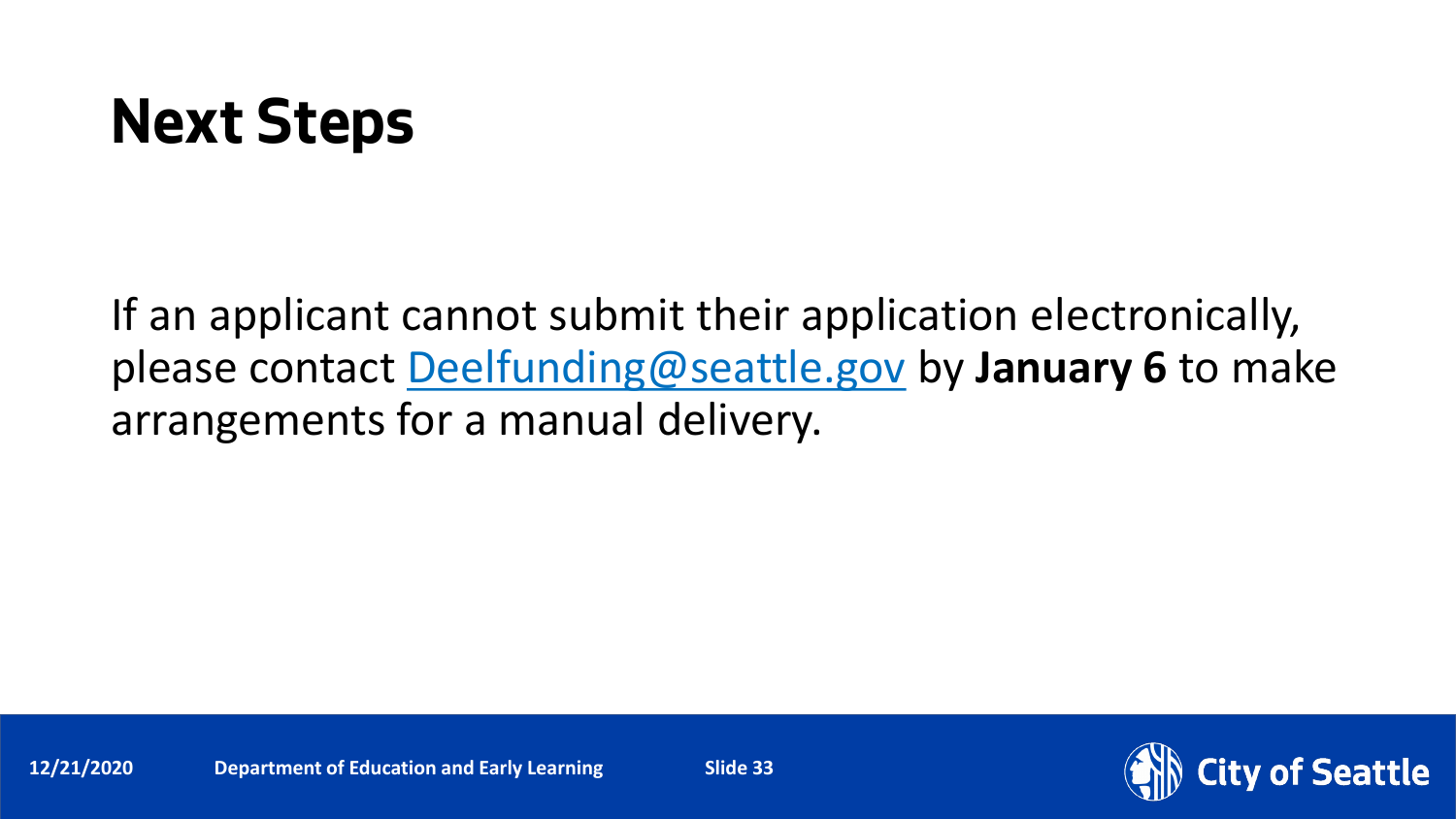# Next Steps

If an applicant cannot submit their application electronically, please contact Deelfunding@seattle.gov by **January 6** to make arrangements for a manual delivery.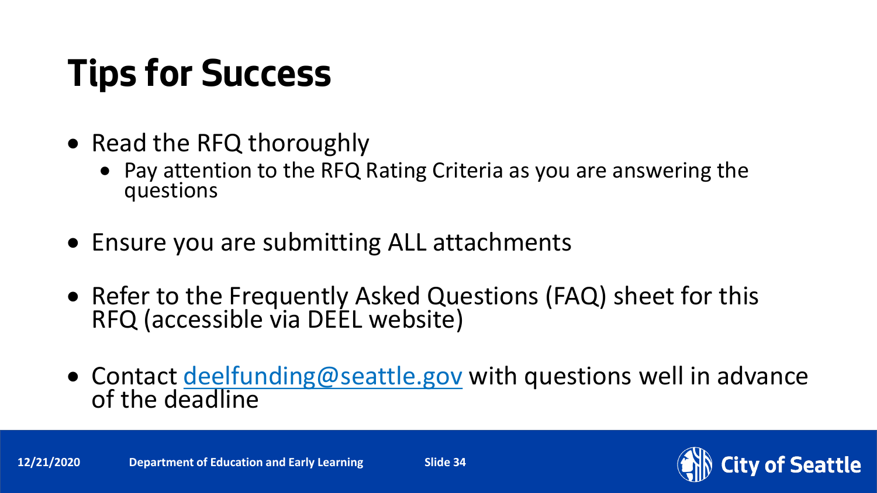# Tips for Success

- Read the RFQ thoroughly
  - Pay attention to the RFQ Rating Criteria as you are answering the questions
- Ensure you are submitting ALL attachments
- Refer to the Frequently Asked Questions (FAQ) sheet for this RFQ (accessible via DEEL website)
- Contact deelfunding@seattle.gov with questions well in advance of the deadline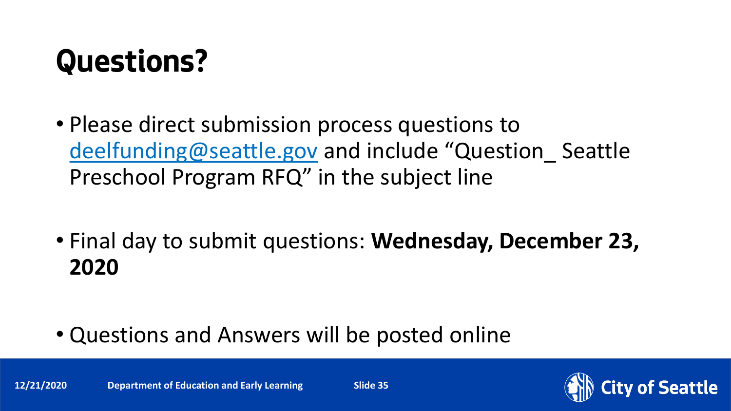# Questions?

- Please direct submission process questions to [deelfunding@seattle.gov](mailto:deelfunding@seattle.gov) and include "Question_ Seattle Preschool Program RFQ" in the subject line

- Final day to submit questions: **Wednesday, December 23, 2020**

- Questions and Answers will be posted online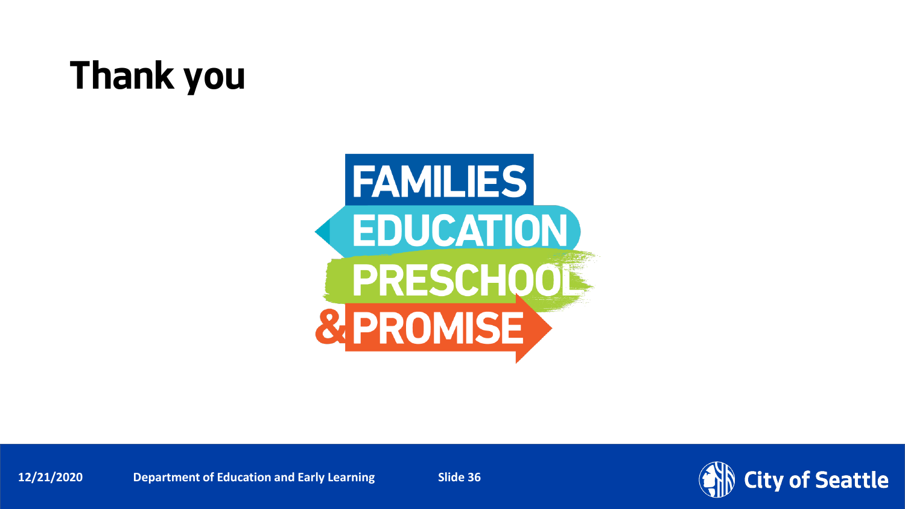# Thank you

FAMILIES
EDUCATION
PRESCHOOL
& PROMISE